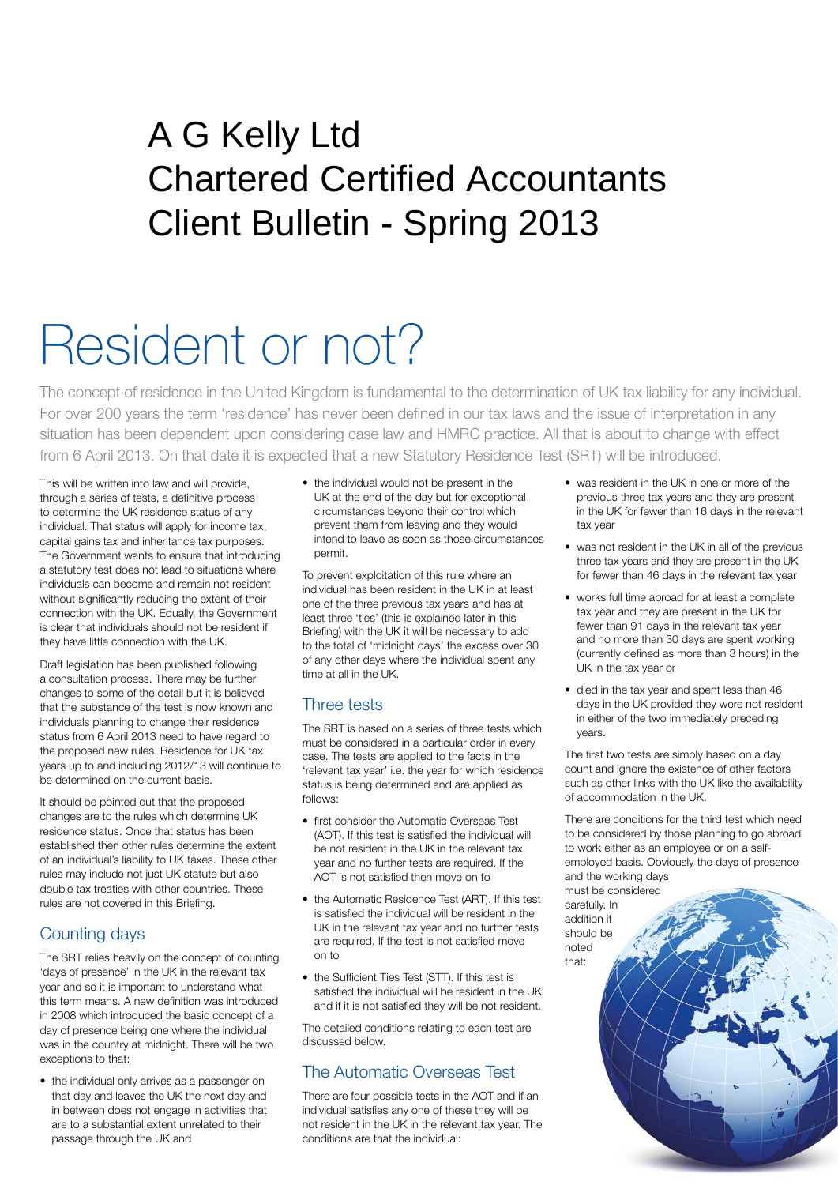# A G Kelly Ltd
# Chartered Certified Accountants
# Client Bulletin - Spring 2013

# Resident or not?

The concept of residence in the United Kingdom is fundamental to the determination of UK tax liability for any individual. For over 200 years the term 'residence' has never been defined in our tax laws and the issue of interpretation in any situation has been dependent upon considering case law and HMRC practice. All that is about to change with effect from 6 April 2013. On that date it is expected that a new Statutory Residence Test (SRT) will be introduced.

This will be written into law and will provide, through a series of tests, a definitive process to determine the UK residence status of any individual. That status will apply for income tax, capital gains tax and inheritance tax purposes. The Government wants to ensure that introducing a statutory test does not lead to situations where individuals can become and remain not resident without significantly reducing the extent of their connection with the UK. Equally, the Government is clear that individuals should not be resident if they have little connection with the UK.

Draft legislation has been published following a consultation process. There may be further changes to some of the detail but it is believed that the substance of the test is now known and individuals planning to change their residence status from 6 April 2013 need to have regard to the proposed new rules. Residence for UK tax years up to and including 2012/13 will continue to be determined on the current basis.

It should be pointed out that the proposed changes are to the rules which determine UK residence status. Once that status has been established then other rules determine the extent of an individual's liability to UK taxes. These other rules may include not just UK statute but also double tax treaties with other countries. These rules are not covered in this Briefing.

## Counting days

The SRT relies heavily on the concept of counting 'days of presence' in the UK in the relevant tax year and so it is important to understand what this term means. A new definition was introduced in 2008 which introduced the basic concept of a day of presence being one where the individual was in the country at midnight. There will be two exceptions to that:

- the individual only arrives as a passenger on that day and leaves the UK the next day and in between does not engage in activities that are to a substantial extent unrelated to their passage through the UK and
- the individual would not be present in the UK at the end of the day but for exceptional circumstances beyond their control which prevent them from leaving and they would intend to leave as soon as those circumstances permit.

To prevent exploitation of this rule where an individual has been resident in the UK in at least one of the three previous tax years and has at least three 'ties' (this is explained later in this Briefing) with the UK it will be necessary to add to the total of 'midnight days' the excess over 30 of any other days where the individual spent any time at all in the UK.

## Three tests

The SRT is based on a series of three tests which must be considered in a particular order in every case. The tests are applied to the facts in the 'relevant tax year' i.e. the year for which residence status is being determined and are applied as follows:

- first consider the Automatic Overseas Test (AOT). If this test is satisfied the individual will be not resident in the UK in the relevant tax year and no further tests are required. If the AOT is not satisfied then move on to
- the Automatic Residence Test (ART). If this test is satisfied the individual will be resident in the UK in the relevant tax year and no further tests are required. If the test is not satisfied move on to
- the Sufficient Ties Test (STT). If this test is satisfied the individual will be resident in the UK and if it is not satisfied they will be not resident.

The detailed conditions relating to each test are discussed below.

## The Automatic Overseas Test

There are four possible tests in the AOT and if an individual satisfies any one of these they will be not resident in the UK in the relevant tax year. The conditions are that the individual:

- was resident in the UK in one or more of the previous three tax years and they are present in the UK for fewer than 16 days in the relevant tax year
- was not resident in the UK in all of the previous three tax years and they are present in the UK for fewer than 46 days in the relevant tax year
- works full time abroad for at least a complete tax year and they are present in the UK for fewer than 91 days in the relevant tax year and no more than 30 days are spent working (currently defined as more than 3 hours) in the UK in the tax year or
- died in the tax year and spent less than 46 days in the UK provided they were not resident in either of the two immediately preceding years.

The first two tests are simply based on a day count and ignore the existence of other factors such as other links with the UK like the availability of accommodation in the UK.

There are conditions for the third test which need to be considered by those planning to go abroad to work either as an employee or on a self-employed basis. Obviously the days of presence and the working days must be considered carefully. In addition it should be noted that: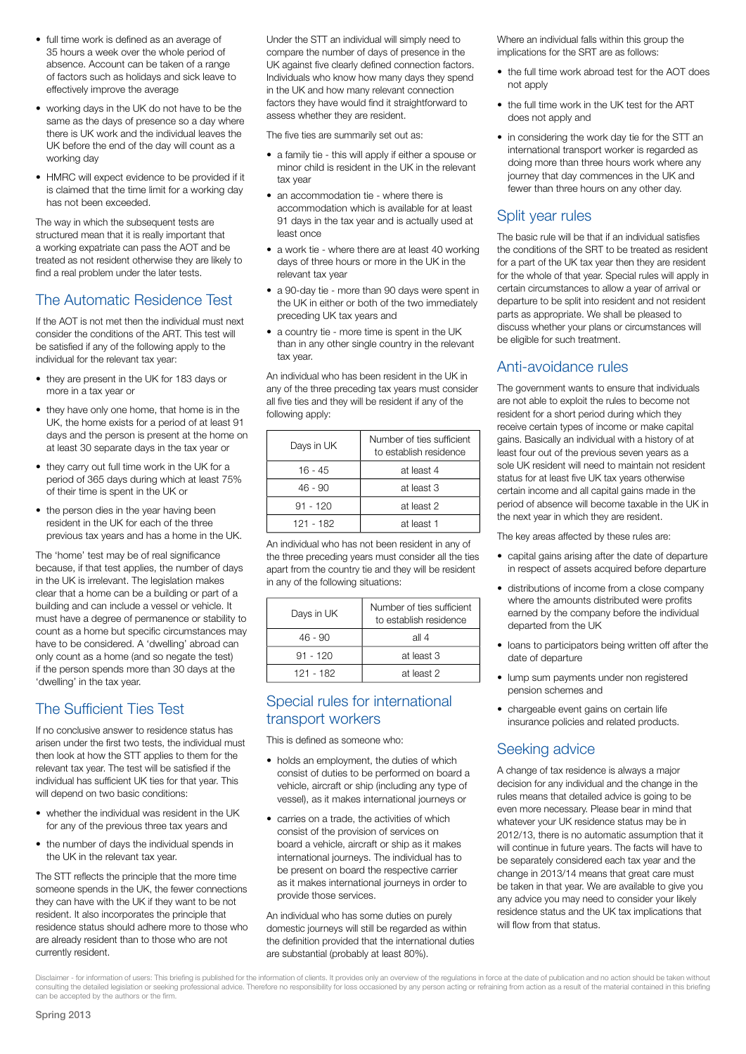- full time work is defined as an average of 35 hours a week over the whole period of absence. Account can be taken of a range of factors such as holidays and sick leave to effectively improve the average
- working days in the UK do not have to be the same as the days of presence so a day where there is UK work and the individual leaves the UK before the end of the day will count as a working day
- HMRC will expect evidence to be provided if it is claimed that the time limit for a working day has not been exceeded.

The way in which the subsequent tests are structured mean that it is really important that a working expatriate can pass the AOT and be treated as not resident otherwise they are likely to find a real problem under the later tests.

## The Automatic Residence Test

If the AOT is not met then the individual must next consider the conditions of the ART. This test will be satisfied if any of the following apply to the individual for the relevant tax year:

- they are present in the UK for 183 days or more in a tax year or
- they have only one home, that home is in the UK, the home exists for a period of at least 91 days and the person is present at the home on at least 30 separate days in the tax year or
- they carry out full time work in the UK for a period of 365 days during which at least 75% of their time is spent in the UK or
- the person dies in the year having been resident in the UK for each of the three previous tax years and has a home in the UK.

The 'home' test may be of real significance because, if that test applies, the number of days in the UK is irrelevant. The legislation makes clear that a home can be a building or part of a building and can include a vessel or vehicle. It must have a degree of permanence or stability to count as a home but specific circumstances may have to be considered. A 'dwelling' abroad can only count as a home (and so negate the test) if the person spends more than 30 days at the 'dwelling' in the tax year.

## The Sufficient Ties Test

If no conclusive answer to residence status has arisen under the first two tests, the individual must then look at how the STT applies to them for the relevant tax year. The test will be satisfied if the individual has sufficient UK ties for that year. This will depend on two basic conditions:

- whether the individual was resident in the UK for any of the previous three tax years and
- the number of days the individual spends in the UK in the relevant tax year.

The STT reflects the principle that the more time someone spends in the UK, the fewer connections they can have with the UK if they want to be not resident. It also incorporates the principle that residence status should adhere more to those who are already resident than to those who are not currently resident.

Under the STT an individual will simply need to compare the number of days of presence in the UK against five clearly defined connection factors. Individuals who know how many days they spend in the UK and how many relevant connection factors they have would find it straightforward to assess whether they are resident.

The five ties are summarily set out as:

- a family tie - this will apply if either a spouse or minor child is resident in the UK in the relevant tax year
- an accommodation tie - where there is accommodation which is available for at least 91 days in the tax year and is actually used at least once
- a work tie - where there are at least 40 working days of three hours or more in the UK in the relevant tax year
- a 90-day tie - more than 90 days were spent in the UK in either or both of the two immediately preceding UK tax years and
- a country tie - more time is spent in the UK than in any other single country in the relevant tax year.

An individual who has been resident in the UK in any of the three preceding tax years must consider all five ties and they will be resident if any of the following apply:

| Days in UK | Number of ties sufficient to establish residence |
|---|---|
| 16 - 45 | at least 4 |
| 46 - 90 | at least 3 |
| 91 - 120 | at least 2 |
| 121 - 182 | at least 1 |

An individual who has not been resident in any of the three preceding years must consider all the ties apart from the country tie and they will be resident in any of the following situations:

| Days in UK | Number of ties sufficient to establish residence |
|---|---|
| 46 - 90 | all 4 |
| 91 - 120 | at least 3 |
| 121 - 182 | at least 2 |

## Special rules for international transport workers

This is defined as someone who:

- holds an employment, the duties of which consist of duties to be performed on board a vehicle, aircraft or ship (including any type of vessel), as it makes international journeys or
- carries on a trade, the activities of which consist of the provision of services on board a vehicle, aircraft or ship as it makes international journeys. The individual has to be present on board the respective carrier as it makes international journeys in order to provide those services.

An individual who has some duties on purely domestic journeys will still be regarded as within the definition provided that the international duties are substantial (probably at least 80%).

Where an individual falls within this group the implications for the SRT are as follows:

- the full time work abroad test for the AOT does not apply
- the full time work in the UK test for the ART does not apply and
- in considering the work day tie for the STT an international transport worker is regarded as doing more than three hours work where any journey that day commences in the UK and fewer than three hours on any other day.

## Split year rules

The basic rule will be that if an individual satisfies the conditions of the SRT to be treated as resident for a part of the UK tax year then they are resident for the whole of that year. Special rules will apply in certain circumstances to allow a year of arrival or departure to be split into resident and not resident parts as appropriate. We shall be pleased to discuss whether your plans or circumstances will be eligible for such treatment.

## Anti-avoidance rules

The government wants to ensure that individuals are not able to exploit the rules to become not resident for a short period during which they receive certain types of income or make capital gains. Basically an individual with a history of at least four out of the previous seven years as a sole UK resident will need to maintain not resident status for at least five UK tax years otherwise certain income and all capital gains made in the period of absence will become taxable in the UK in the next year in which they are resident.

The key areas affected by these rules are:

- capital gains arising after the date of departure in respect of assets acquired before departure
- distributions of income from a close company where the amounts distributed were profits earned by the company before the individual departed from the UK
- loans to participators being written off after the date of departure
- lump sum payments under non registered pension schemes and
- chargeable event gains on certain life insurance policies and related products.

## Seeking advice

A change of tax residence is always a major decision for any individual and the change in the rules means that detailed advice is going to be even more necessary. Please bear in mind that whatever your UK residence status may be in 2012/13, there is no automatic assumption that it will continue in future years. The facts will have to be separately considered each tax year and the change in 2013/14 means that great care must be taken in that year. We are available to give you any advice you may need to consider your likely residence status and the UK tax implications that will flow from that status.

Disclaimer - for information of users: This briefing is published for the information of clients. It provides only an overview of the regulations in force at the date of publication and no action should be taken without consulting the detailed legislation or seeking professional advice. Therefore no responsibility for loss occasioned by any person acting or refraining from action as a result of the material contained in this briefing can be accepted by the authors or the firm.

Spring 2013